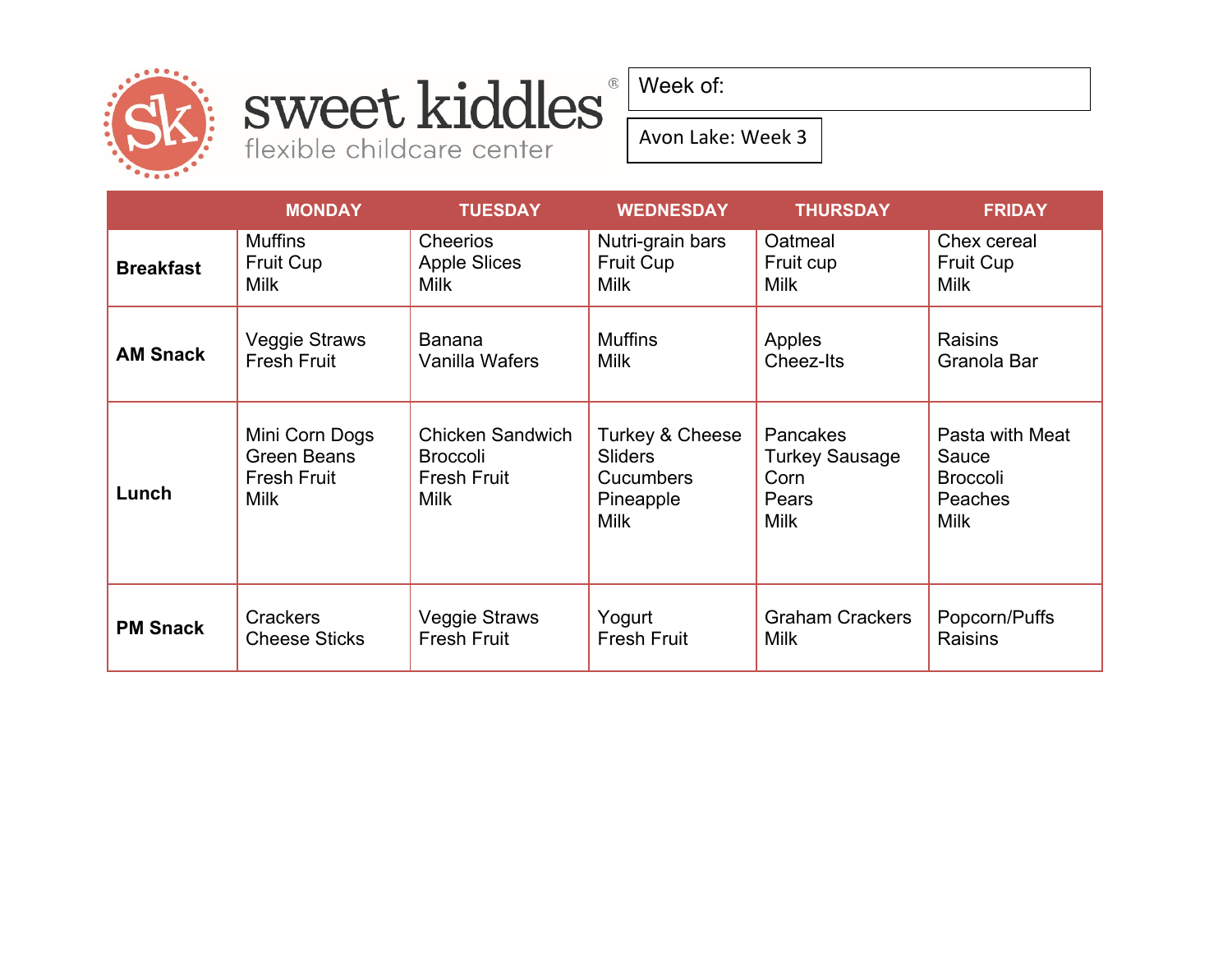# sweet kiddles®

flexible childcare center

Week of:

Avon Lake: Week 3

| | MONDAY | TUESDAY | WEDNESDAY | THURSDAY | FRIDAY |
|---|---|---|---|---|---|
| **Breakfast** | Muffins<br>Fruit Cup<br>Milk | Cheerios<br>Apple Slices<br>Milk | Nutri-grain bars<br>Fruit Cup<br>Milk | Oatmeal<br>Fruit cup<br>Milk | Chex cereal<br>Fruit Cup<br>Milk |
| **AM Snack** | Veggie Straws<br>Fresh Fruit | Banana<br>Vanilla Wafers | Muffins<br>Milk | Apples<br>Cheez-Its | Raisins<br>Granola Bar |
| **Lunch** | Mini Corn Dogs<br>Green Beans<br>Fresh Fruit<br>Milk | Chicken Sandwich<br>Broccoli<br>Fresh Fruit<br>Milk | Turkey & Cheese Sliders<br>Cucumbers<br>Pineapple<br>Milk | Pancakes<br>Turkey Sausage<br>Corn<br>Pears<br>Milk | Pasta with Meat Sauce<br>Broccoli<br>Peaches<br>Milk |
| **PM Snack** | Crackers<br>Cheese Sticks | Veggie Straws<br>Fresh Fruit | Yogurt<br>Fresh Fruit | Graham Crackers<br>Milk | Popcorn/Puffs<br>Raisins |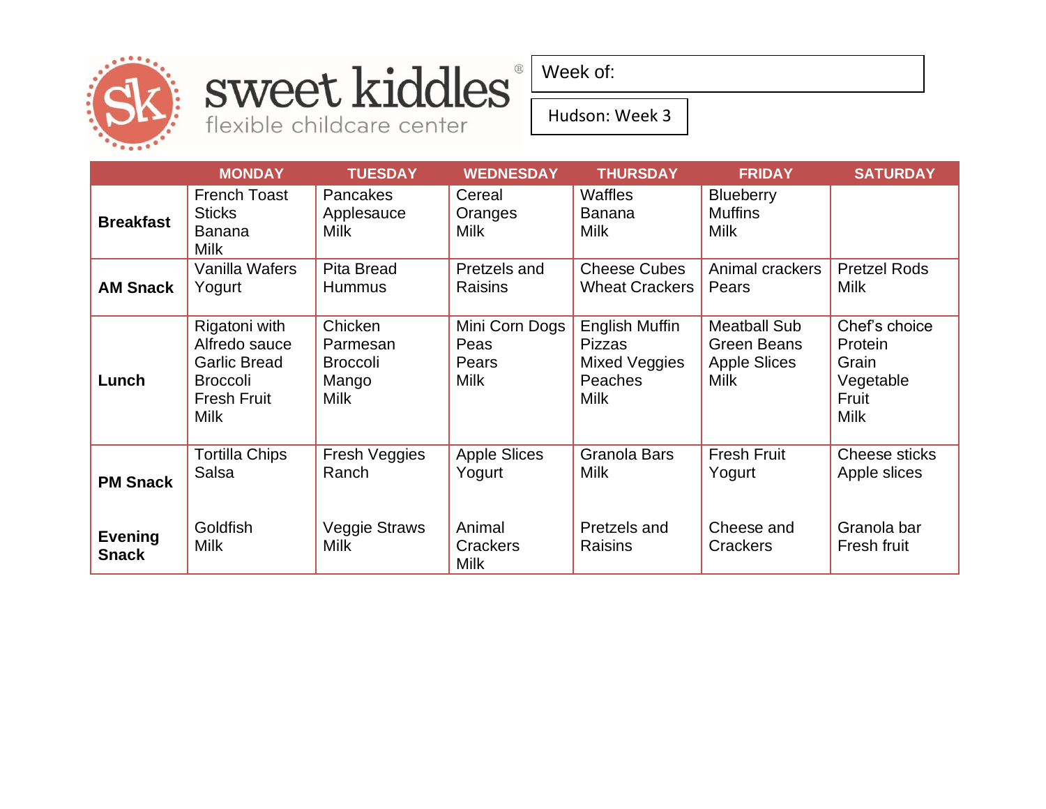sweet kiddles®
flexible childcare center

Week of:

Hudson: Week 3

| | MONDAY | TUESDAY | WEDNESDAY | THURSDAY | FRIDAY | SATURDAY |
|---|---|---|---|---|---|---|
| **Breakfast** | French Toast Sticks<br>Banana<br>Milk | Pancakes<br>Applesauce<br>Milk | Cereal<br>Oranges<br>Milk | Waffles<br>Banana<br>Milk | Blueberry Muffins<br>Milk | |
| **AM Snack** | Vanilla Wafers<br>Yogurt | Pita Bread<br>Hummus | Pretzels and Raisins | Cheese Cubes<br>Wheat Crackers | Animal crackers<br>Pears | Pretzel Rods<br>Milk |
| **Lunch** | Rigatoni with Alfredo sauce<br>Garlic Bread<br>Broccoli<br>Fresh Fruit<br>Milk | Chicken Parmesan<br>Broccoli<br>Mango<br>Milk | Mini Corn Dogs<br>Peas<br>Pears<br>Milk | English Muffin Pizzas<br>Mixed Veggies<br>Peaches<br>Milk | Meatball Sub<br>Green Beans<br>Apple Slices<br>Milk | Chef's choice<br>Protein<br>Grain<br>Vegetable<br>Fruit<br>Milk |
| **PM Snack** | Tortilla Chips<br>Salsa | Fresh Veggies<br>Ranch | Apple Slices<br>Yogurt | Granola Bars<br>Milk | Fresh Fruit<br>Yogurt | Cheese sticks<br>Apple slices |
| **Evening Snack** | Goldfish<br>Milk | Veggie Straws<br>Milk | Animal Crackers<br>Milk | Pretzels and Raisins | Cheese and Crackers | Granola bar<br>Fresh fruit |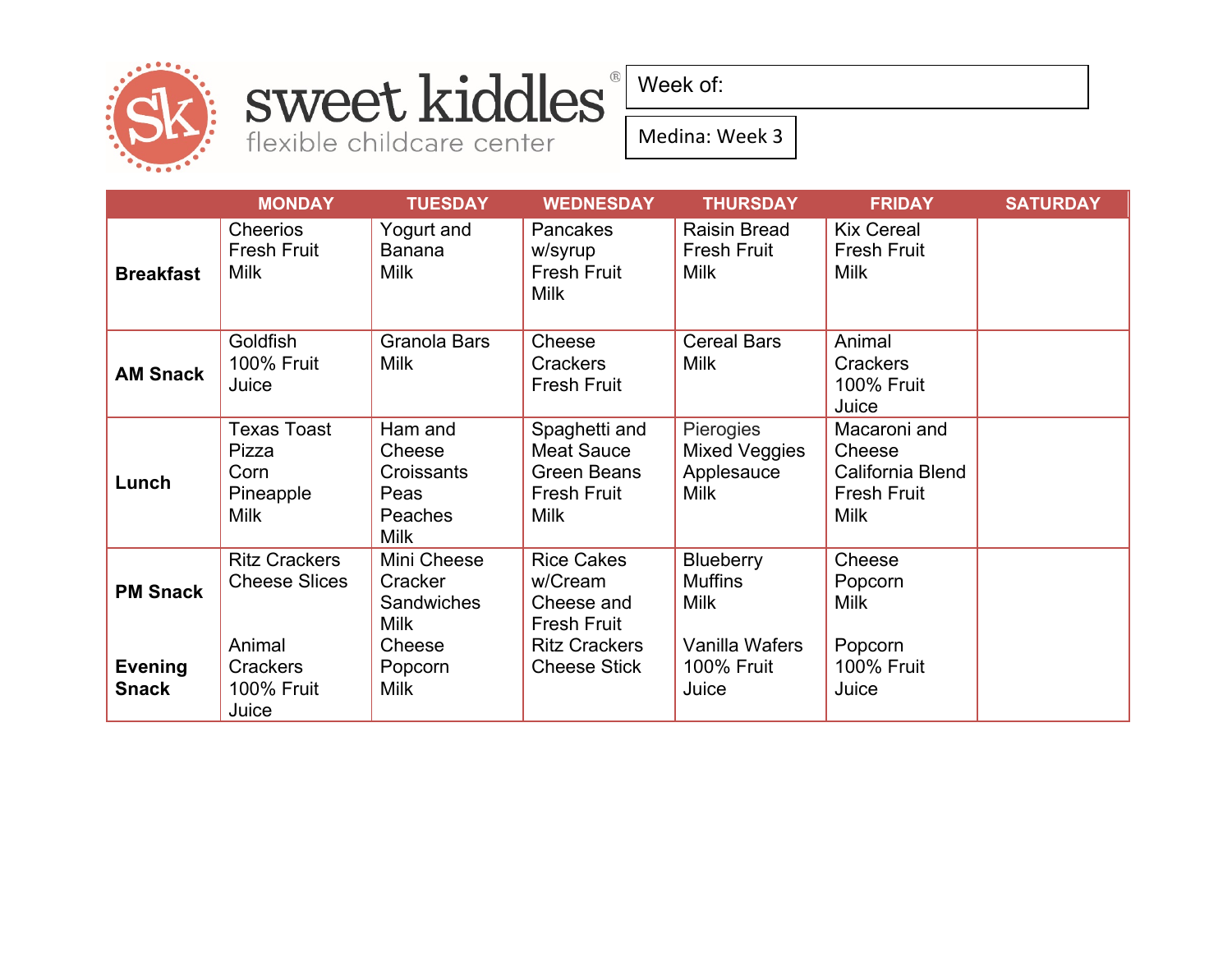# sweet kiddles®

flexible childcare center

Week of:

Medina: Week 3

| | MONDAY | TUESDAY | WEDNESDAY | THURSDAY | FRIDAY | SATURDAY |
|---|---|---|---|---|---|---|
| **Breakfast** | Cheerios<br>Fresh Fruit<br>Milk | Yogurt and Banana<br>Milk | Pancakes w/syrup<br>Fresh Fruit<br>Milk | Raisin Bread<br>Fresh Fruit<br>Milk | Kix Cereal<br>Fresh Fruit<br>Milk | |
| **AM Snack** | Goldfish<br>100% Fruit Juice | Granola Bars<br>Milk | Cheese Crackers<br>Fresh Fruit | Cereal Bars<br>Milk | Animal Crackers<br>100% Fruit Juice | |
| **Lunch** | Texas Toast Pizza<br>Corn<br>Pineapple<br>Milk | Ham and Cheese Croissants<br>Peas<br>Peaches<br>Milk | Spaghetti and Meat Sauce<br>Green Beans<br>Fresh Fruit<br>Milk | Pierogies<br>Mixed Veggies<br>Applesauce<br>Milk | Macaroni and Cheese<br>California Blend<br>Fresh Fruit<br>Milk | |
| **PM Snack** | Ritz Crackers<br>Cheese Slices | Mini Cheese Cracker Sandwiches<br>Milk | Rice Cakes w/Cream Cheese and Fresh Fruit | Blueberry Muffins<br>Milk | Cheese Popcorn<br>Milk | |
| **Evening Snack** | Animal Crackers<br>100% Fruit Juice | Cheese Popcorn<br>Milk | Ritz Crackers<br>Cheese Stick | Vanilla Wafers<br>100% Fruit Juice | Popcorn<br>100% Fruit Juice | |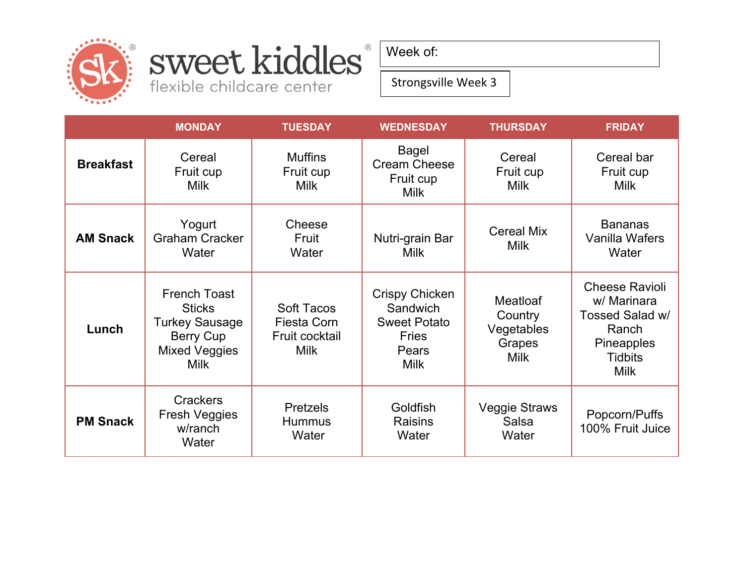# sweet kiddles®

flexible childcare center

Week of:

Strongsville Week 3

| | MONDAY | TUESDAY | WEDNESDAY | THURSDAY | FRIDAY |
|---|---|---|---|---|---|
| **Breakfast** | Cereal<br>Fruit cup<br>Milk | Muffins<br>Fruit cup<br>Milk | Bagel<br>Cream Cheese<br>Fruit cup<br>Milk | Cereal<br>Fruit cup<br>Milk | Cereal bar<br>Fruit cup<br>Milk |
| **AM Snack** | Yogurt<br>Graham Cracker<br>Water | Cheese<br>Fruit<br>Water | Nutri-grain Bar<br>Milk | Cereal Mix<br>Milk | Bananas<br>Vanilla Wafers<br>Water |
| **Lunch** | French Toast Sticks<br>Turkey Sausage<br>Berry Cup<br>Mixed Veggies<br>Milk | Soft Tacos<br>Fiesta Corn<br>Fruit cocktail<br>Milk | Crispy Chicken Sandwich<br>Sweet Potato Fries<br>Pears<br>Milk | Meatloaf<br>Country Vegetables<br>Grapes<br>Milk | Cheese Ravioli w/ Marinara<br>Tossed Salad w/ Ranch<br>Pineapples Tidbits<br>Milk |
| **PM Snack** | Crackers<br>Fresh Veggies w/ranch<br>Water | Pretzels<br>Hummus<br>Water | Goldfish<br>Raisins<br>Water | Veggie Straws<br>Salsa<br>Water | Popcorn/Puffs<br>100% Fruit Juice |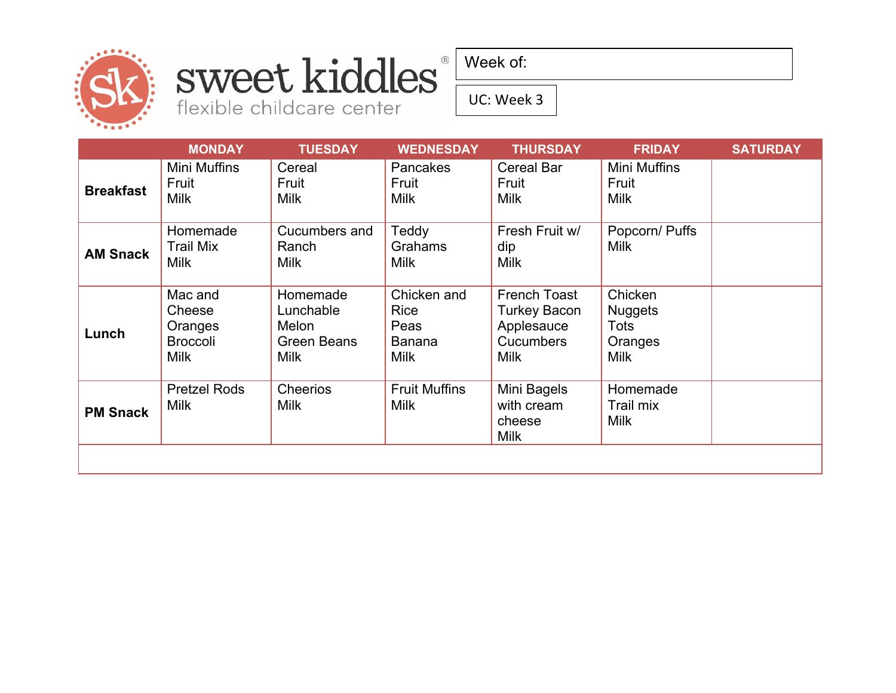sweet kiddles®
flexible childcare center

Week of:

UC: Week 3

| | MONDAY | TUESDAY | WEDNESDAY | THURSDAY | FRIDAY | SATURDAY |
|---|---|---|---|---|---|---|
| **Breakfast** | Mini Muffins<br>Fruit<br>Milk | Cereal<br>Fruit<br>Milk | Pancakes<br>Fruit<br>Milk | Cereal Bar<br>Fruit<br>Milk | Mini Muffins<br>Fruit<br>Milk | |
| **AM Snack** | Homemade Trail Mix<br>Milk | Cucumbers and Ranch<br>Milk | Teddy Grahams<br>Milk | Fresh Fruit w/ dip<br>Milk | Popcorn/ Puffs<br>Milk | |
| **Lunch** | Mac and Cheese<br>Oranges<br>Broccoli<br>Milk | Homemade Lunchable<br>Melon<br>Green Beans<br>Milk | Chicken and Rice<br>Peas<br>Banana<br>Milk | French Toast<br>Turkey Bacon<br>Applesauce<br>Cucumbers<br>Milk | Chicken Nuggets<br>Tots<br>Oranges<br>Milk | |
| **PM Snack** | Pretzel Rods<br>Milk | Cheerios<br>Milk | Fruit Muffins<br>Milk | Mini Bagels with cream cheese<br>Milk | Homemade Trail mix<br>Milk | |